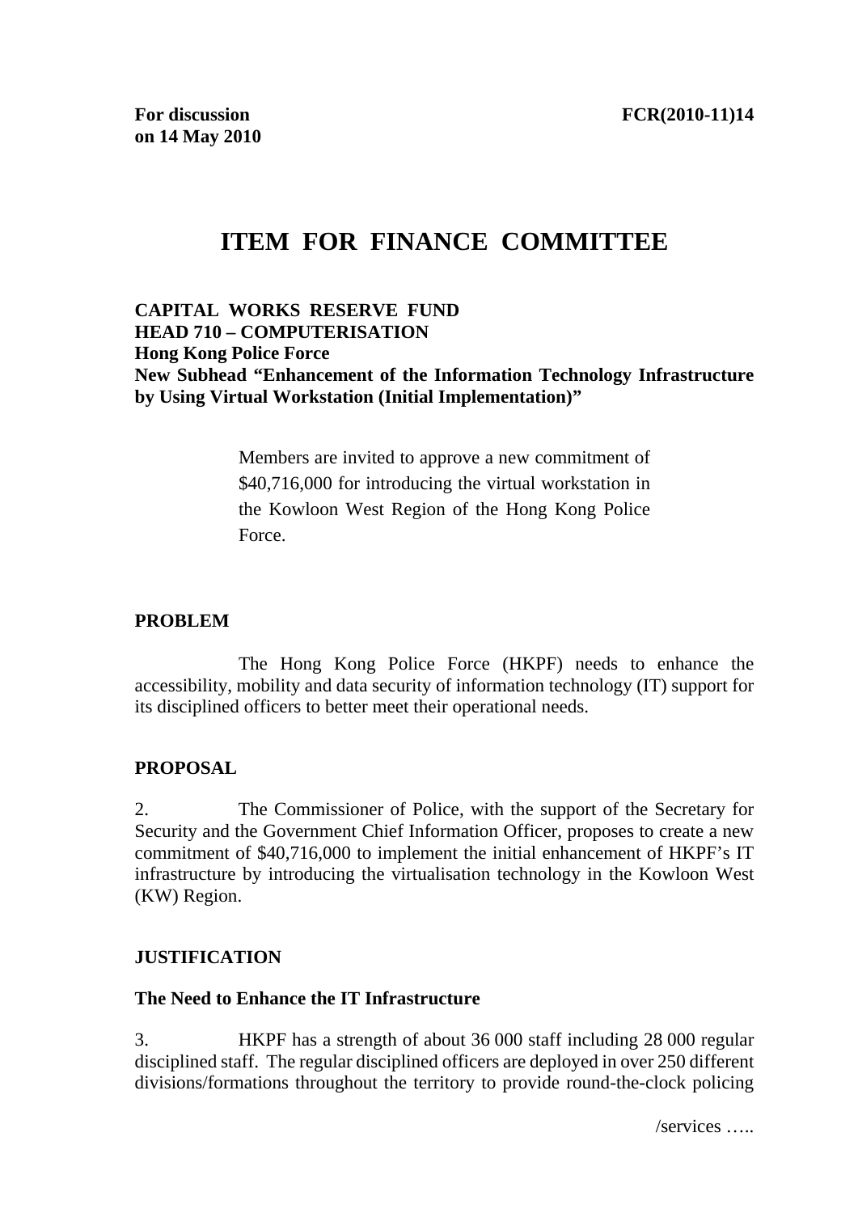**For discussion on 14 May 2010** **FCR(2010-11)14**

# ITEM FOR FINANCE COMMITTEE

**CAPITAL WORKS RESERVE FUND**
**HEAD 710 – COMPUTERISATION**
**Hong Kong Police Force**
**New Subhead "Enhancement of the Information Technology Infrastructure by Using Virtual Workstation (Initial Implementation)"**

> Members are invited to approve a new commitment of \$40,716,000 for introducing the virtual workstation in the Kowloon West Region of the Hong Kong Police Force.

## PROBLEM

The Hong Kong Police Force (HKPF) needs to enhance the accessibility, mobility and data security of information technology (IT) support for its disciplined officers to better meet their operational needs.

## PROPOSAL

2. The Commissioner of Police, with the support of the Secretary for Security and the Government Chief Information Officer, proposes to create a new commitment of \$40,716,000 to implement the initial enhancement of HKPF's IT infrastructure by introducing the virtualisation technology in the Kowloon West (KW) Region.

## JUSTIFICATION

### The Need to Enhance the IT Infrastructure

3. HKPF has a strength of about 36 000 staff including 28 000 regular disciplined staff. The regular disciplined officers are deployed in over 250 different divisions/formations throughout the territory to provide round-the-clock policing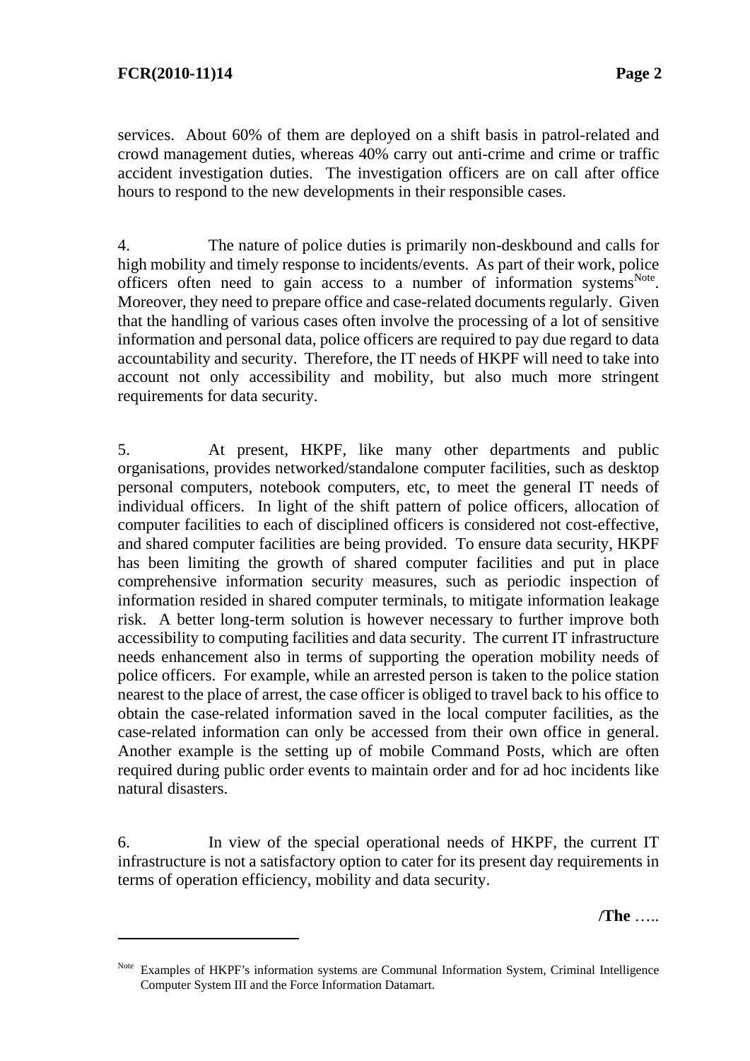services. About 60% of them are deployed on a shift basis in patrol-related and crowd management duties, whereas 40% carry out anti-crime and crime or traffic accident investigation duties. The investigation officers are on call after office hours to respond to the new developments in their responsible cases.

4. The nature of police duties is primarily non-deskbound and calls for high mobility and timely response to incidents/events. As part of their work, police officers often need to gain access to a number of information systems[Note]. Moreover, they need to prepare office and case-related documents regularly. Given that the handling of various cases often involve the processing of a lot of sensitive information and personal data, police officers are required to pay due regard to data accountability and security. Therefore, the IT needs of HKPF will need to take into account not only accessibility and mobility, but also much more stringent requirements for data security.

5. At present, HKPF, like many other departments and public organisations, provides networked/standalone computer facilities, such as desktop personal computers, notebook computers, etc, to meet the general IT needs of individual officers. In light of the shift pattern of police officers, allocation of computer facilities to each of disciplined officers is considered not cost-effective, and shared computer facilities are being provided. To ensure data security, HKPF has been limiting the growth of shared computer facilities and put in place comprehensive information security measures, such as periodic inspection of information resided in shared computer terminals, to mitigate information leakage risk. A better long-term solution is however necessary to further improve both accessibility to computing facilities and data security. The current IT infrastructure needs enhancement also in terms of supporting the operation mobility needs of police officers. For example, while an arrested person is taken to the police station nearest to the place of arrest, the case officer is obliged to travel back to his office to obtain the case-related information saved in the local computer facilities, as the case-related information can only be accessed from their own office in general. Another example is the setting up of mobile Command Posts, which are often required during public order events to maintain order and for ad hoc incidents like natural disasters.

6. In view of the special operational needs of HKPF, the current IT infrastructure is not a satisfactory option to cater for its present day requirements in terms of operation efficiency, mobility and data security.

/The .....

---

[Note] Examples of HKPF's information systems are Communal Information System, Criminal Intelligence Computer System III and the Force Information Datamart.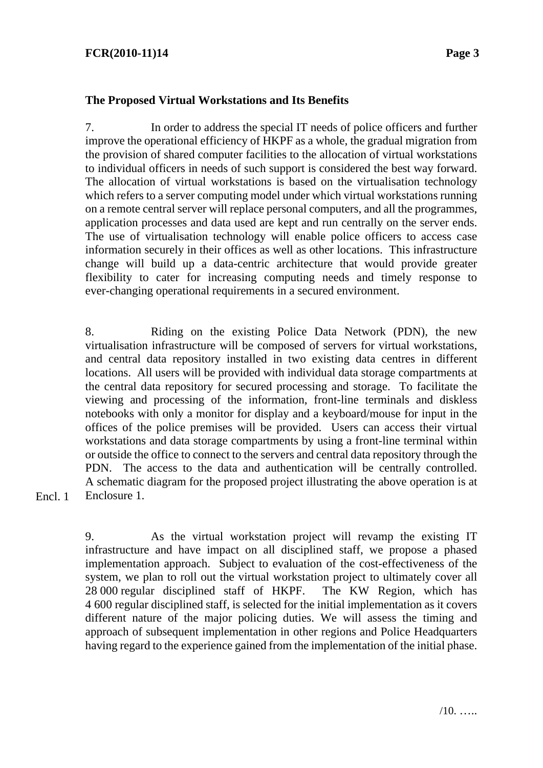### The Proposed Virtual Workstations and Its Benefits

7. In order to address the special IT needs of police officers and further improve the operational efficiency of HKPF as a whole, the gradual migration from the provision of shared computer facilities to the allocation of virtual workstations to individual officers in needs of such support is considered the best way forward. The allocation of virtual workstations is based on the virtualisation technology which refers to a server computing model under which virtual workstations running on a remote central server will replace personal computers, and all the programmes, application processes and data used are kept and run centrally on the server ends. The use of virtualisation technology will enable police officers to access case information securely in their offices as well as other locations. This infrastructure change will build up a data-centric architecture that would provide greater flexibility to cater for increasing computing needs and timely response to ever-changing operational requirements in a secured environment.

8. Riding on the existing Police Data Network (PDN), the new virtualisation infrastructure will be composed of servers for virtual workstations, and central data repository installed in two existing data centres in different locations. All users will be provided with individual data storage compartments at the central data repository for secured processing and storage. To facilitate the viewing and processing of the information, front-line terminals and diskless notebooks with only a monitor for display and a keyboard/mouse for input in the offices of the police premises will be provided. Users can access their virtual workstations and data storage compartments by using a front-line terminal within or outside the office to connect to the servers and central data repository through the PDN. The access to the data and authentication will be centrally controlled. A schematic diagram for the proposed project illustrating the above operation is at Enclosure 1.

Encl. 1

9. As the virtual workstation project will revamp the existing IT infrastructure and have impact on all disciplined staff, we propose a phased implementation approach. Subject to evaluation of the cost-effectiveness of the system, we plan to roll out the virtual workstation project to ultimately cover all 28 000 regular disciplined staff of HKPF. The KW Region, which has 4 600 regular disciplined staff, is selected for the initial implementation as it covers different nature of the major policing duties. We will assess the timing and approach of subsequent implementation in other regions and Police Headquarters having regard to the experience gained from the implementation of the initial phase.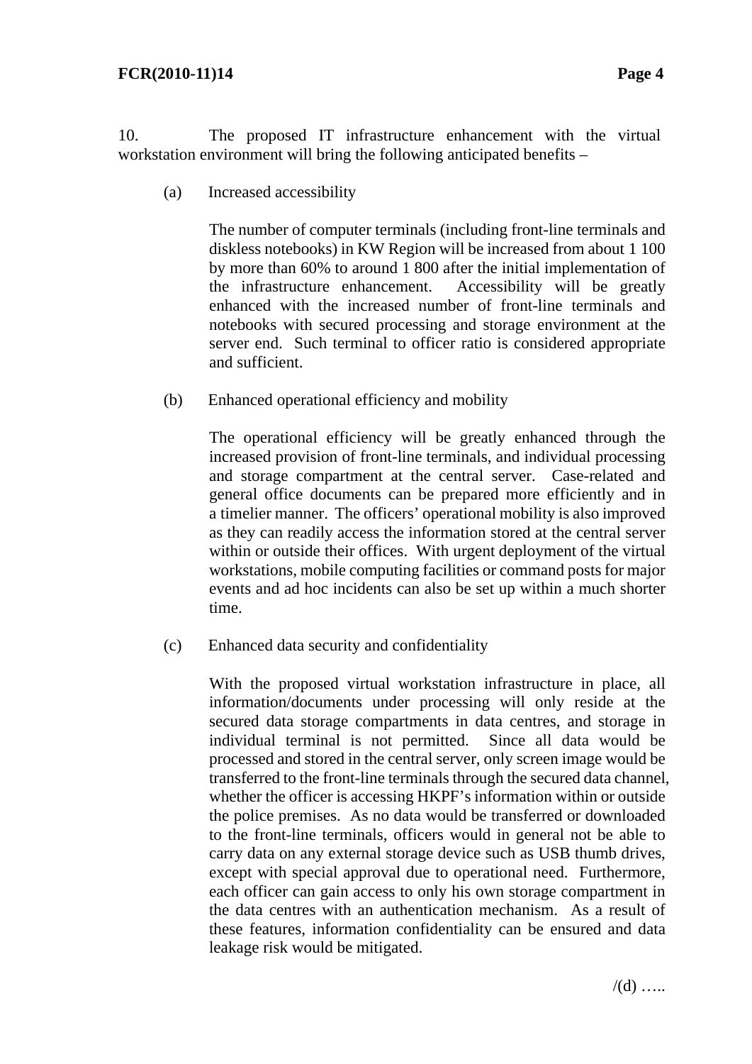10. The proposed IT infrastructure enhancement with the virtual workstation environment will bring the following anticipated benefits –

(a) Increased accessibility

The number of computer terminals (including front-line terminals and diskless notebooks) in KW Region will be increased from about 1 100 by more than 60% to around 1 800 after the initial implementation of the infrastructure enhancement. Accessibility will be greatly enhanced with the increased number of front-line terminals and notebooks with secured processing and storage environment at the server end. Such terminal to officer ratio is considered appropriate and sufficient.

(b) Enhanced operational efficiency and mobility

The operational efficiency will be greatly enhanced through the increased provision of front-line terminals, and individual processing and storage compartment at the central server. Case-related and general office documents can be prepared more efficiently and in a timelier manner. The officers' operational mobility is also improved as they can readily access the information stored at the central server within or outside their offices. With urgent deployment of the virtual workstations, mobile computing facilities or command posts for major events and ad hoc incidents can also be set up within a much shorter time.

(c) Enhanced data security and confidentiality

With the proposed virtual workstation infrastructure in place, all information/documents under processing will only reside at the secured data storage compartments in data centres, and storage in individual terminal is not permitted. Since all data would be processed and stored in the central server, only screen image would be transferred to the front-line terminals through the secured data channel, whether the officer is accessing HKPF's information within or outside the police premises. As no data would be transferred or downloaded to the front-line terminals, officers would in general not be able to carry data on any external storage device such as USB thumb drives, except with special approval due to operational need. Furthermore, each officer can gain access to only his own storage compartment in the data centres with an authentication mechanism. As a result of these features, information confidentiality can be ensured and data leakage risk would be mitigated.

/(d) …..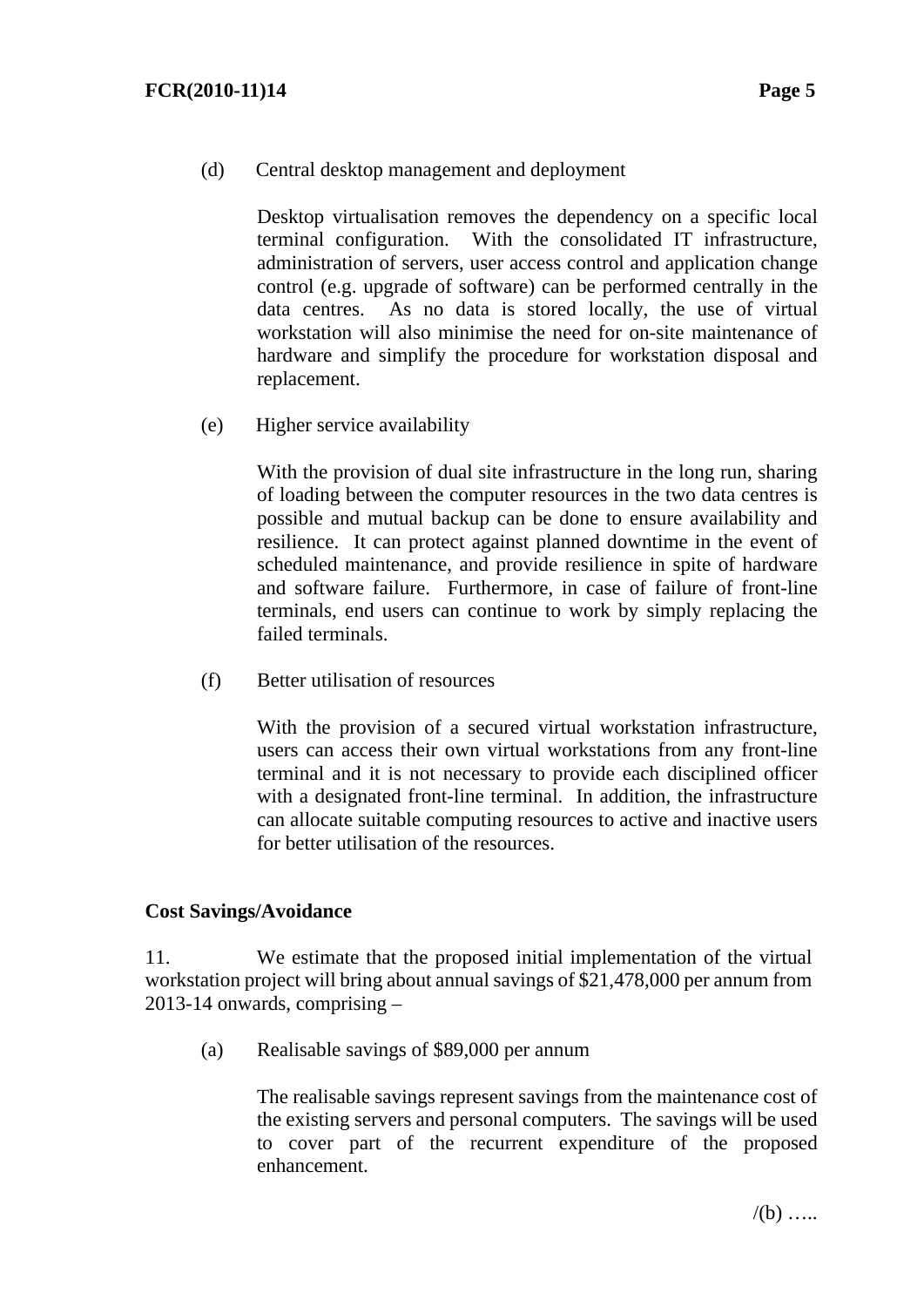(d) Central desktop management and deployment

Desktop virtualisation removes the dependency on a specific local terminal configuration. With the consolidated IT infrastructure, administration of servers, user access control and application change control (e.g. upgrade of software) can be performed centrally in the data centres. As no data is stored locally, the use of virtual workstation will also minimise the need for on-site maintenance of hardware and simplify the procedure for workstation disposal and replacement.

(e) Higher service availability

With the provision of dual site infrastructure in the long run, sharing of loading between the computer resources in the two data centres is possible and mutual backup can be done to ensure availability and resilience. It can protect against planned downtime in the event of scheduled maintenance, and provide resilience in spite of hardware and software failure. Furthermore, in case of failure of front-line terminals, end users can continue to work by simply replacing the failed terminals.

(f) Better utilisation of resources

With the provision of a secured virtual workstation infrastructure, users can access their own virtual workstations from any front-line terminal and it is not necessary to provide each disciplined officer with a designated front-line terminal. In addition, the infrastructure can allocate suitable computing resources to active and inactive users for better utilisation of the resources.

**Cost Savings/Avoidance**

11. We estimate that the proposed initial implementation of the virtual workstation project will bring about annual savings of $21,478,000 per annum from 2013-14 onwards, comprising –

(a) Realisable savings of $89,000 per annum

The realisable savings represent savings from the maintenance cost of the existing servers and personal computers. The savings will be used to cover part of the recurrent expenditure of the proposed enhancement.

/(b) …..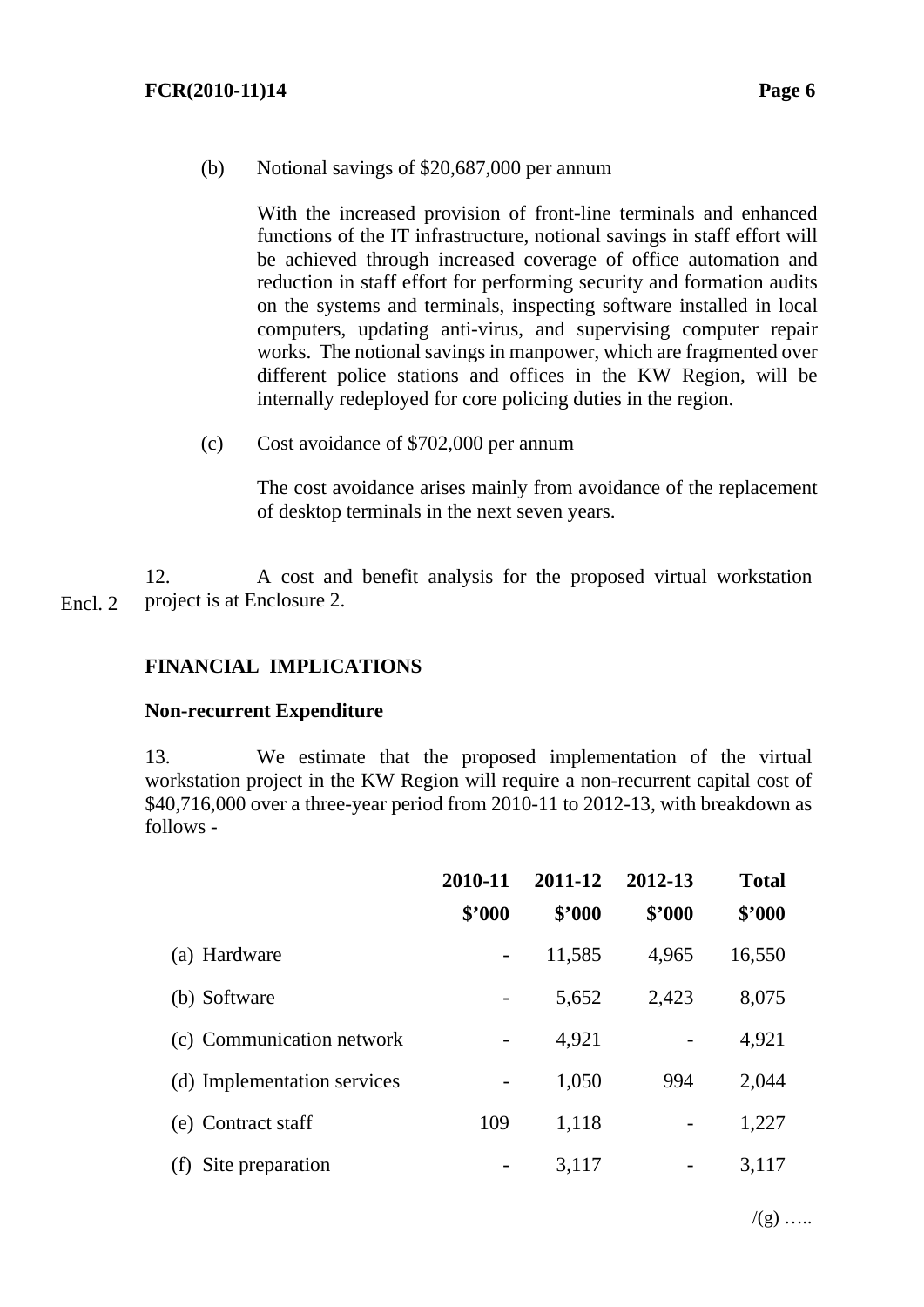(b) Notional savings of $20,687,000 per annum

With the increased provision of front-line terminals and enhanced functions of the IT infrastructure, notional savings in staff effort will be achieved through increased coverage of office automation and reduction in staff effort for performing security and formation audits on the systems and terminals, inspecting software installed in local computers, updating anti-virus, and supervising computer repair works. The notional savings in manpower, which are fragmented over different police stations and offices in the KW Region, will be internally redeployed for core policing duties in the region.

(c) Cost avoidance of $702,000 per annum

The cost avoidance arises mainly from avoidance of the replacement of desktop terminals in the next seven years.

12. A cost and benefit analysis for the proposed virtual workstation project is at Enclosure 2.

Encl. 2

**FINANCIAL IMPLICATIONS**

**Non-recurrent Expenditure**

13. We estimate that the proposed implementation of the virtual workstation project in the KW Region will require a non-recurrent capital cost of $40,716,000 over a three-year period from 2010-11 to 2012-13, with breakdown as follows -

| | **2010-11** | **2011-12** | **2012-13** | **Total** |
|---|---|---|---|---|
| | **$'000** | **$'000** | **$'000** | **$'000** |
| (a) Hardware | - | 11,585 | 4,965 | 16,550 |
| (b) Software | - | 5,652 | 2,423 | 8,075 |
| (c) Communication network | - | 4,921 | - | 4,921 |
| (d) Implementation services | - | 1,050 | 994 | 2,044 |
| (e) Contract staff | 109 | 1,118 | - | 1,227 |
| (f) Site preparation | - | 3,117 | - | 3,117 |

/(g) …..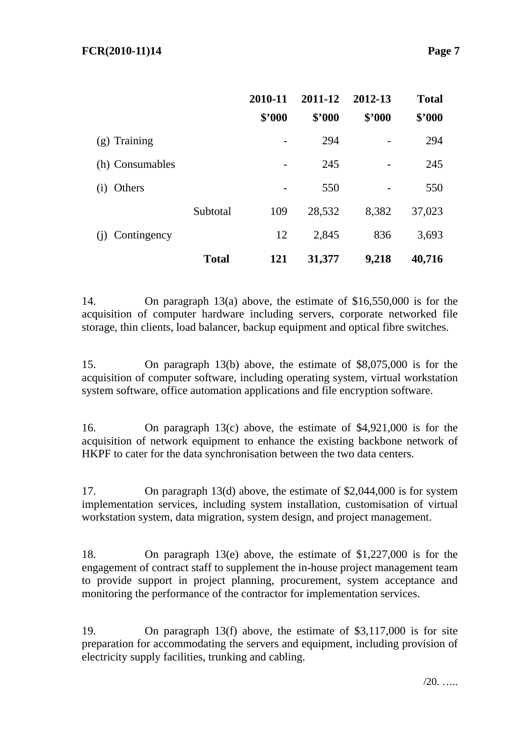| | | 2010-11 | 2011-12 | 2012-13 | Total |
|---|---|---|---|---|---|
| | | $'000 | $'000 | $'000 | $'000 |
| (g) Training | | - | 294 | - | 294 |
| (h) Consumables | | - | 245 | - | 245 |
| (i) Others | | - | 550 | - | 550 |
| | Subtotal | 109 | 28,532 | 8,382 | 37,023 |
| (j) Contingency | | 12 | 2,845 | 836 | 3,693 |
| | **Total** | **121** | **31,377** | **9,218** | **40,716** |

14. On paragraph 13(a) above, the estimate of $16,550,000 is for the acquisition of computer hardware including servers, corporate networked file storage, thin clients, load balancer, backup equipment and optical fibre switches.

15. On paragraph 13(b) above, the estimate of $8,075,000 is for the acquisition of computer software, including operating system, virtual workstation system software, office automation applications and file encryption software.

16. On paragraph 13(c) above, the estimate of $4,921,000 is for the acquisition of network equipment to enhance the existing backbone network of HKPF to cater for the data synchronisation between the two data centers.

17. On paragraph 13(d) above, the estimate of $2,044,000 is for system implementation services, including system installation, customisation of virtual workstation system, data migration, system design, and project management.

18. On paragraph 13(e) above, the estimate of $1,227,000 is for the engagement of contract staff to supplement the in-house project management team to provide support in project planning, procurement, system acceptance and monitoring the performance of the contractor for implementation services.

19. On paragraph 13(f) above, the estimate of $3,117,000 is for site preparation for accommodating the servers and equipment, including provision of electricity supply facilities, trunking and cabling.

/20. …..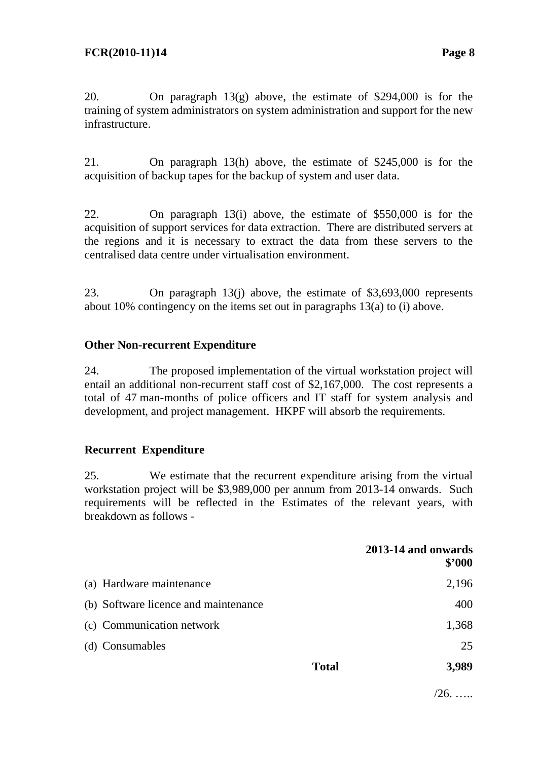20. On paragraph 13(g) above, the estimate of $294,000 is for the training of system administrators on system administration and support for the new infrastructure.

21. On paragraph 13(h) above, the estimate of $245,000 is for the acquisition of backup tapes for the backup of system and user data.

22. On paragraph 13(i) above, the estimate of $550,000 is for the acquisition of support services for data extraction. There are distributed servers at the regions and it is necessary to extract the data from these servers to the centralised data centre under virtualisation environment.

23. On paragraph 13(j) above, the estimate of $3,693,000 represents about 10% contingency on the items set out in paragraphs 13(a) to (i) above.

**Other Non-recurrent Expenditure**

24. The proposed implementation of the virtual workstation project will entail an additional non-recurrent staff cost of $2,167,000. The cost represents a total of 47 man-months of police officers and IT staff for system analysis and development, and project management. HKPF will absorb the requirements.

**Recurrent Expenditure**

25. We estimate that the recurrent expenditure arising from the virtual workstation project will be $3,989,000 per annum from 2013-14 onwards. Such requirements will be reflected in the Estimates of the relevant years, with breakdown as follows -

| | **2013-14 and onwards $'000** |
|---|---|
| (a) Hardware maintenance | 2,196 |
| (b) Software licence and maintenance | 400 |
| (c) Communication network | 1,368 |
| (d) Consumables | 25 |
| **Total** | **3,989** |

/26. …..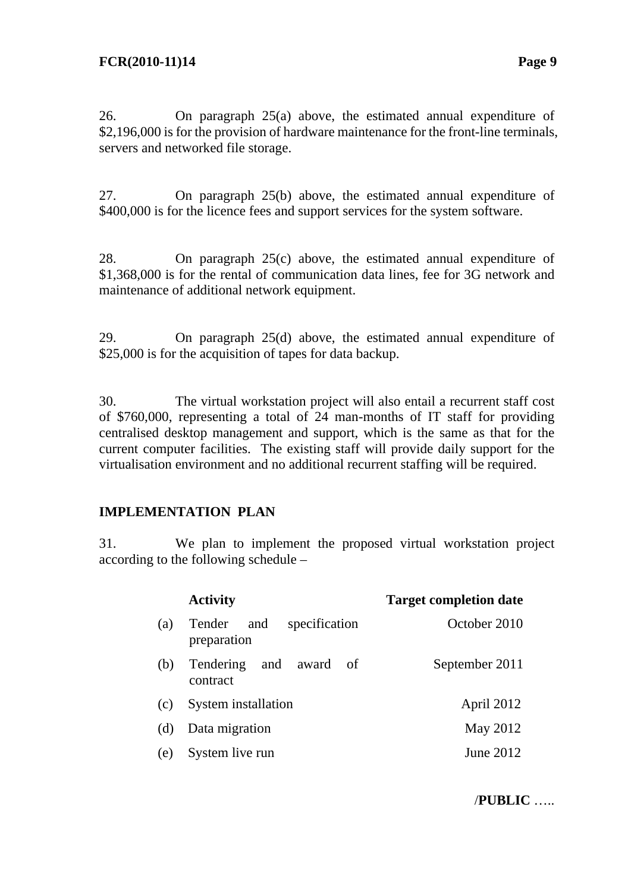26. On paragraph 25(a) above, the estimated annual expenditure of $2,196,000 is for the provision of hardware maintenance for the front-line terminals, servers and networked file storage.

27. On paragraph 25(b) above, the estimated annual expenditure of $400,000 is for the licence fees and support services for the system software.

28. On paragraph 25(c) above, the estimated annual expenditure of $1,368,000 is for the rental of communication data lines, fee for 3G network and maintenance of additional network equipment.

29. On paragraph 25(d) above, the estimated annual expenditure of $25,000 is for the acquisition of tapes for data backup.

30. The virtual workstation project will also entail a recurrent staff cost of $760,000, representing a total of 24 man-months of IT staff for providing centralised desktop management and support, which is the same as that for the current computer facilities. The existing staff will provide daily support for the virtualisation environment and no additional recurrent staffing will be required.

## IMPLEMENTATION PLAN

31. We plan to implement the proposed virtual workstation project according to the following schedule –

| | Activity | Target completion date |
|---|---|---|
| (a) | Tender and specification preparation | October 2010 |
| (b) | Tendering and award of contract | September 2011 |
| (c) | System installation | April 2012 |
| (d) | Data migration | May 2012 |
| (e) | System live run | June 2012 |

/**PUBLIC** …..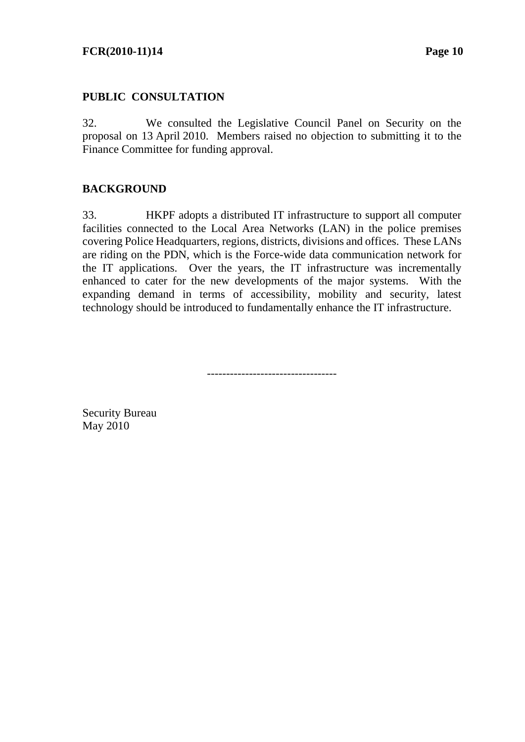## PUBLIC CONSULTATION

32. We consulted the Legislative Council Panel on Security on the proposal on 13 April 2010. Members raised no objection to submitting it to the Finance Committee for funding approval.

## BACKGROUND

33. HKPF adopts a distributed IT infrastructure to support all computer facilities connected to the Local Area Networks (LAN) in the police premises covering Police Headquarters, regions, districts, divisions and offices. These LANs are riding on the PDN, which is the Force-wide data communication network for the IT applications. Over the years, the IT infrastructure was incrementally enhanced to cater for the new developments of the major systems. With the expanding demand in terms of accessibility, mobility and security, latest technology should be introduced to fundamentally enhance the IT infrastructure.

---------------------------------

Security Bureau
May 2010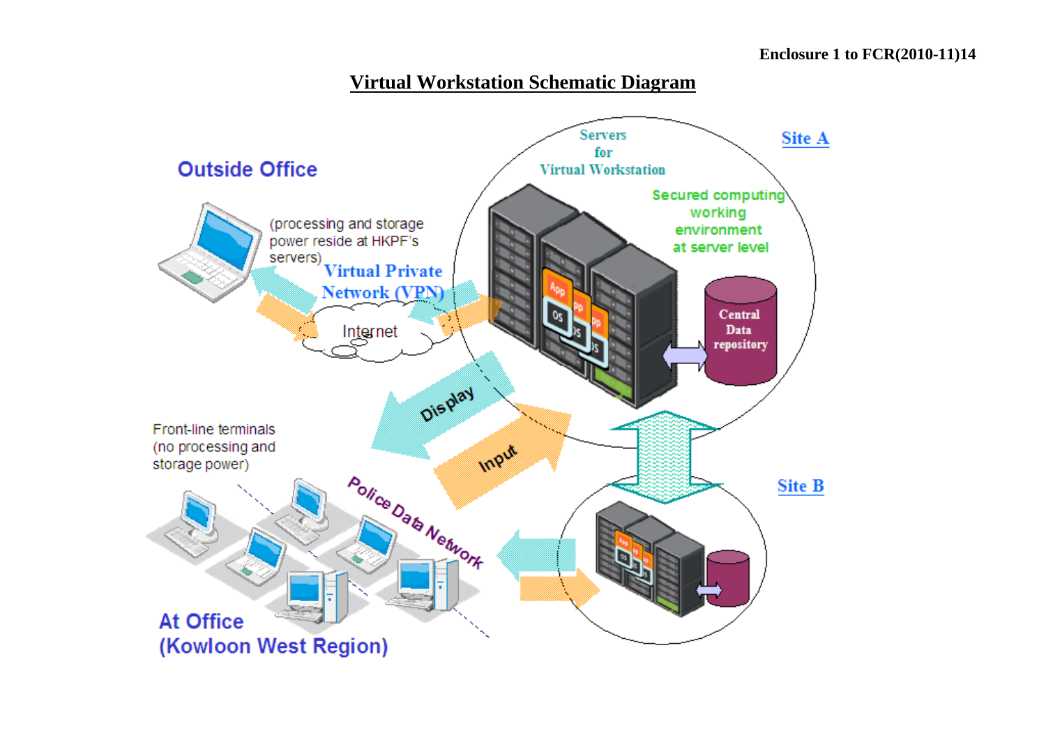Enclosure 1 to FCR(2010-11)14

# Virtual Workstation Schematic Diagram

Outside Office

(processing and storage power reside at HKPF's servers)

Virtual Private Network (VPN)

Internet

Servers for Virtual Workstation

Secured computing working environment at server level

Central Data repository

Site A

Display

Input

Front-line terminals (no processing and storage power)

Police Data Network

Site B

At Office (Kowloon West Region)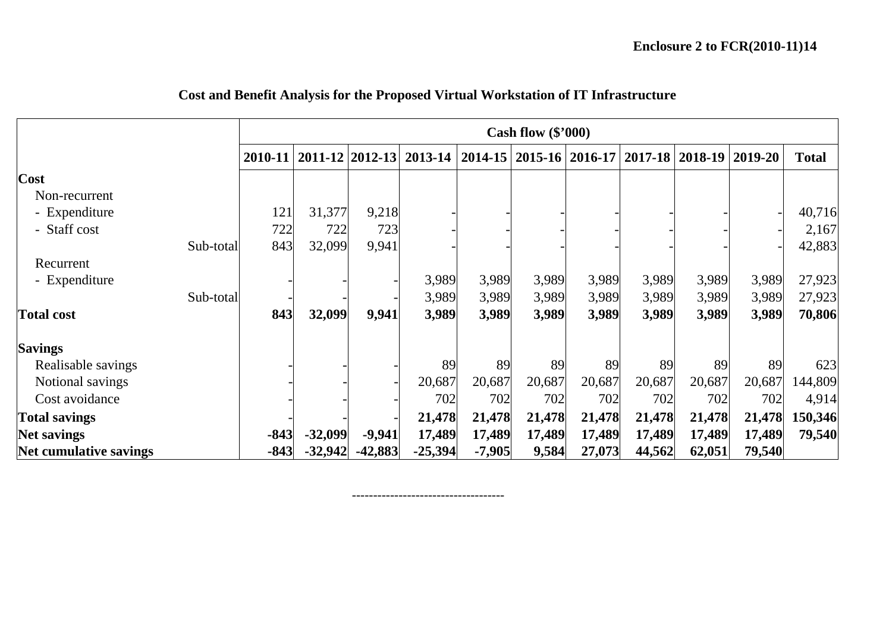**Enclosure 2 to FCR(2010-11)14**

**Cost and Benefit Analysis for the Proposed Virtual Workstation of IT Infrastructure**

| | Cash flow ($'000) | | | | | | | | | | |
|---|---|---|---|---|---|---|---|---|---|---|---|
| | **2010-11** | **2011-12** | **2012-13** | **2013-14** | **2014-15** | **2015-16** | **2016-17** | **2017-18** | **2018-19** | **2019-20** | **Total** |
| **Cost** | | | | | | | | | | | |
| Non-recurrent | | | | | | | | | | | |
| - Expenditure | 121 | 31,377 | 9,218 | - | - | - | - | - | - | - | 40,716 |
| - Staff cost | 722 | 722 | 723 | - | - | - | - | - | - | - | 2,167 |
| Sub-total | 843 | 32,099 | 9,941 | - | - | - | - | - | - | - | 42,883 |
| Recurrent | | | | | | | | | | | |
| - Expenditure | - | - | - | 3,989 | 3,989 | 3,989 | 3,989 | 3,989 | 3,989 | 3,989 | 27,923 |
| Sub-total | - | - | - | 3,989 | 3,989 | 3,989 | 3,989 | 3,989 | 3,989 | 3,989 | 27,923 |
| **Total cost** | **843** | **32,099** | **9,941** | **3,989** | **3,989** | **3,989** | **3,989** | **3,989** | **3,989** | **3,989** | **70,806** |
| **Savings** | | | | | | | | | | | |
| Realisable savings | - | - | - | 89 | 89 | 89 | 89 | 89 | 89 | 89 | 623 |
| Notional savings | - | - | - | 20,687 | 20,687 | 20,687 | 20,687 | 20,687 | 20,687 | 20,687 | 144,809 |
| Cost avoidance | - | - | - | 702 | 702 | 702 | 702 | 702 | 702 | 702 | 4,914 |
| **Total savings** | - | - | - | **21,478** | **21,478** | **21,478** | **21,478** | **21,478** | **21,478** | **21,478** | **150,346** |
| **Net savings** | **-843** | **-32,099** | **-9,941** | **17,489** | **17,489** | **17,489** | **17,489** | **17,489** | **17,489** | **17,489** | **79,540** |
| **Net cumulative savings** | **-843** | **-32,942** | **-42,883** | **-25,394** | **-7,905** | **9,584** | **27,073** | **44,562** | **62,051** | **79,540** | |

-----------------------------------